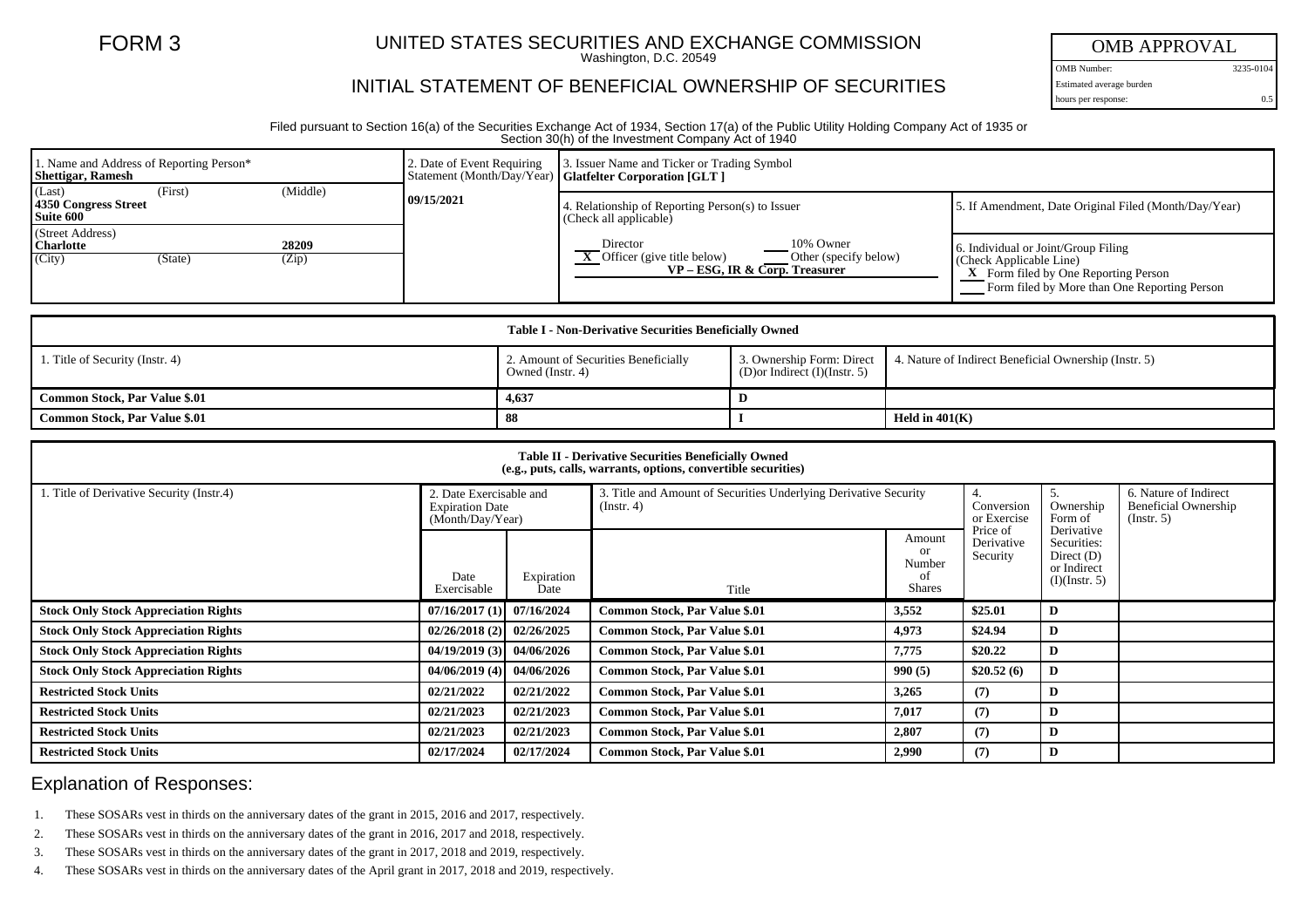FORM 3

# UNITED STATES SECURITIES AND EXCHANGE COMMISSION

Washington, D.C. 20549

## INITIAL STATEMENT OF BENEFICIAL OWNERSHIP OF SECURITIES

| OMB APPROVAL | |
|---|---|
| OMB Number: | 3235-0104 |
| Estimated average burden | |
| hours per response: | 0.5 |

Filed pursuant to Section 16(a) of the Securities Exchange Act of 1934, Section 17(a) of the Public Utility Holding Company Act of 1935 or Section 30(h) of the Investment Company Act of 1940

| 1. Name and Address of Reporting Person* | 2. Date of Event Requiring Statement (Month/Day/Year) | 3. Issuer Name and Ticker or Trading Symbol | |
|---|---|---|---|
| **Shettigar, Ramesh** | **09/15/2021** | **Glatfelter Corporation [GLT ]** | |
| (Last) (First) (Middle) **4350 Congress Street Suite 600** | | 4. Relationship of Reporting Person(s) to Issuer (Check all applicable) | 5. If Amendment, Date Original Filed (Month/Day/Year) |
| (Street Address) **Charlotte 28209** (City) (State) (Zip) | | ___ Director ___ 10% Owner **X** Officer (give title below) ___ Other (specify below) **VP – ESG, IR & Corp. Treasurer** | 6. Individual or Joint/Group Filing (Check Applicable Line) **X** Form filed by One Reporting Person ___ Form filed by More than One Reporting Person |

**Table I - Non-Derivative Securities Beneficially Owned**

| 1. Title of Security (Instr. 4) | 2. Amount of Securities Beneficially Owned (Instr. 4) | 3. Ownership Form: Direct (D)or Indirect (I)(Instr. 5) | 4. Nature of Indirect Beneficial Ownership (Instr. 5) |
|---|---|---|---|
| **Common Stock, Par Value $.01** | **4,637** | **D** | |
| **Common Stock, Par Value $.01** | **88** | **I** | **Held in 401(K)** |

**Table II - Derivative Securities Beneficially Owned**
**(e.g., puts, calls, warrants, options, convertible securities)**

| 1. Title of Derivative Security (Instr.4) | 2. Date Exercisable and Expiration Date (Month/Day/Year) | | 3. Title and Amount of Securities Underlying Derivative Security (Instr. 4) | | 4. Conversion or Exercise Price of Derivative Security | 5. Ownership Form of Derivative Securities: Direct (D) or Indirect (I)(Instr. 5) | 6. Nature of Indirect Beneficial Ownership (Instr. 5) |
|---|---|---|---|---|---|---|---|
| | Date Exercisable | Expiration Date | Title | Amount or Number of Shares | | | |
| **Stock Only Stock Appreciation Rights** | **07/16/2017 (1)** | **07/16/2024** | **Common Stock, Par Value $.01** | **3,552** | **$25.01** | **D** | |
| **Stock Only Stock Appreciation Rights** | **02/26/2018 (2)** | **02/26/2025** | **Common Stock, Par Value $.01** | **4,973** | **$24.94** | **D** | |
| **Stock Only Stock Appreciation Rights** | **04/19/2019 (3)** | **04/06/2026** | **Common Stock, Par Value $.01** | **7,775** | **$20.22** | **D** | |
| **Stock Only Stock Appreciation Rights** | **04/06/2019 (4)** | **04/06/2026** | **Common Stock, Par Value $.01** | **990 (5)** | **$20.52 (6)** | **D** | |
| **Restricted Stock Units** | **02/21/2022** | **02/21/2022** | **Common Stock, Par Value $.01** | **3,265** | **(7)** | **D** | |
| **Restricted Stock Units** | **02/21/2023** | **02/21/2023** | **Common Stock, Par Value $.01** | **7,017** | **(7)** | **D** | |
| **Restricted Stock Units** | **02/21/2023** | **02/21/2023** | **Common Stock, Par Value $.01** | **2,807** | **(7)** | **D** | |
| **Restricted Stock Units** | **02/17/2024** | **02/17/2024** | **Common Stock, Par Value $.01** | **2,990** | **(7)** | **D** | |

## Explanation of Responses:

1. These SOSARs vest in thirds on the anniversary dates of the grant in 2015, 2016 and 2017, respectively.
2. These SOSARs vest in thirds on the anniversary dates of the grant in 2016, 2017 and 2018, respectively.
3. These SOSARs vest in thirds on the anniversary dates of the grant in 2017, 2018 and 2019, respectively.
4. These SOSARs vest in thirds on the anniversary dates of the April grant in 2017, 2018 and 2019, respectively.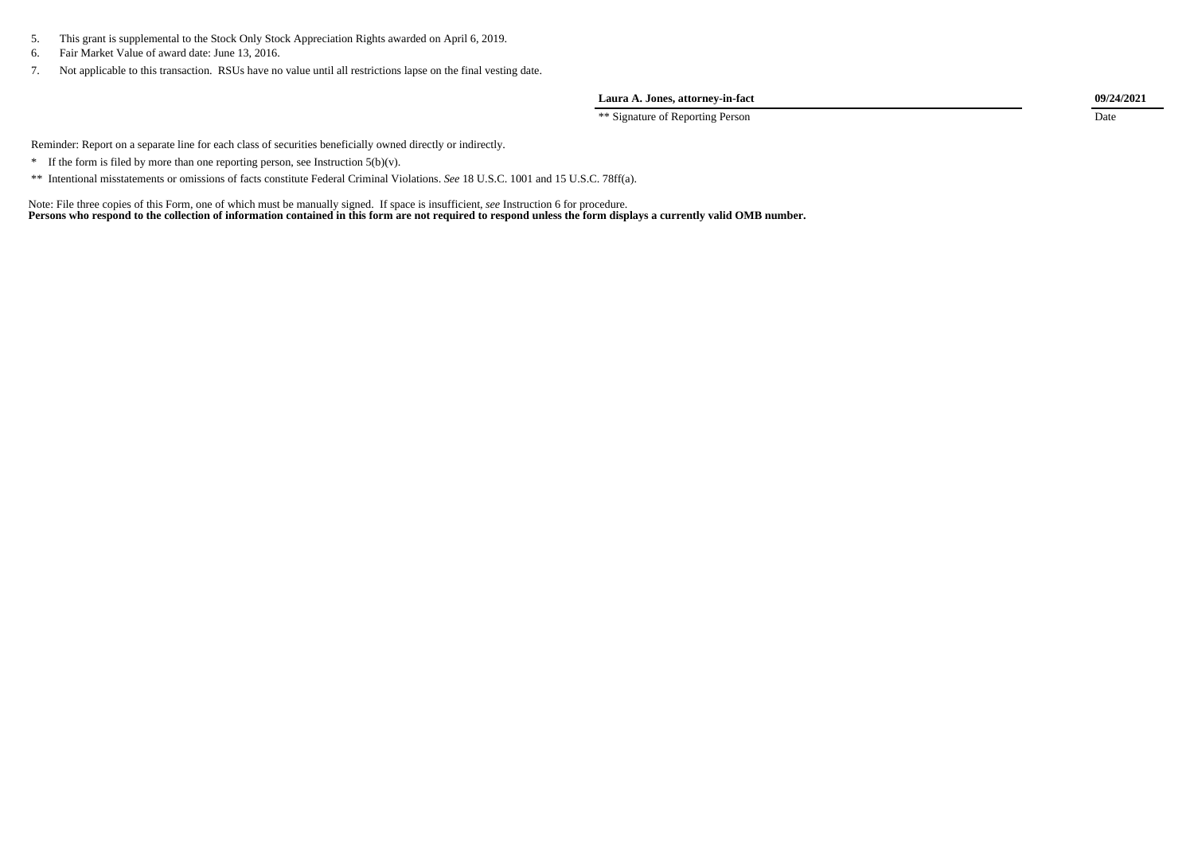5. This grant is supplemental to the Stock Only Stock Appreciation Rights awarded on April 6, 2019.
6. Fair Market Value of award date: June 13, 2016.
7. Not applicable to this transaction. RSUs have no value until all restrictions lapse on the final vesting date.

| | |
|---|---|
| **Laura A. Jones, attorney-in-fact** | **09/24/2021** |
| ** Signature of Reporting Person | Date |

Reminder: Report on a separate line for each class of securities beneficially owned directly or indirectly.

\* If the form is filed by more than one reporting person, see Instruction 5(b)(v).

** Intentional misstatements or omissions of facts constitute Federal Criminal Violations. *See* 18 U.S.C. 1001 and 15 U.S.C. 78ff(a).

Note: File three copies of this Form, one of which must be manually signed. If space is insufficient, *see* Instruction 6 for procedure.
**Persons who respond to the collection of information contained in this form are not required to respond unless the form displays a currently valid OMB number.**